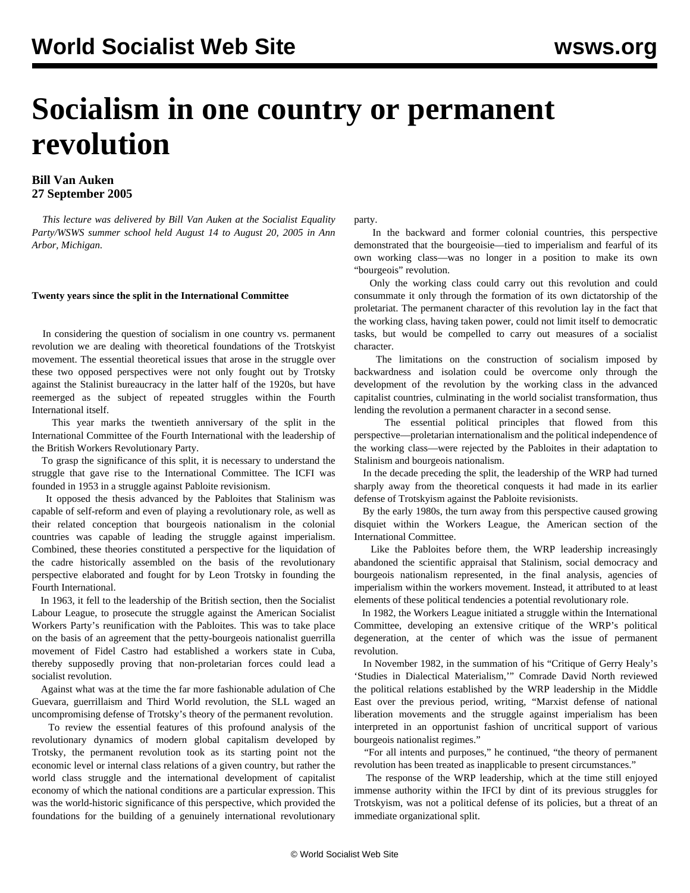# Socialism in one country or permanent revolution

**Bill Van Auken**
**27 September 2005**

*This lecture was delivered by Bill Van Auken at the Socialist Equality Party/WSWS summer school held August 14 to August 20, 2005 in Ann Arbor, Michigan.*

**Twenty years since the split in the International Committee**

In considering the question of socialism in one country vs. permanent revolution we are dealing with theoretical foundations of the Trotskyist movement. The essential theoretical issues that arose in the struggle over these two opposed perspectives were not only fought out by Trotsky against the Stalinist bureaucracy in the latter half of the 1920s, but have reemerged as the subject of repeated struggles within the Fourth International itself.

This year marks the twentieth anniversary of the split in the International Committee of the Fourth International with the leadership of the British Workers Revolutionary Party.

To grasp the significance of this split, it is necessary to understand the struggle that gave rise to the International Committee. The ICFI was founded in 1953 in a struggle against Pabloite revisionism.

It opposed the thesis advanced by the Pabloites that Stalinism was capable of self-reform and even of playing a revolutionary role, as well as their related conception that bourgeois nationalism in the colonial countries was capable of leading the struggle against imperialism. Combined, these theories constituted a perspective for the liquidation of the cadre historically assembled on the basis of the revolutionary perspective elaborated and fought for by Leon Trotsky in founding the Fourth International.

In 1963, it fell to the leadership of the British section, then the Socialist Labour League, to prosecute the struggle against the American Socialist Workers Party's reunification with the Pabloites. This was to take place on the basis of an agreement that the petty-bourgeois nationalist guerrilla movement of Fidel Castro had established a workers state in Cuba, thereby supposedly proving that non-proletarian forces could lead a socialist revolution.

Against what was at the time the far more fashionable adulation of Che Guevara, guerrillaism and Third World revolution, the SLL waged an uncompromising defense of Trotsky's theory of the permanent revolution.

To review the essential features of this profound analysis of the revolutionary dynamics of modern global capitalism developed by Trotsky, the permanent revolution took as its starting point not the economic level or internal class relations of a given country, but rather the world class struggle and the international development of capitalist economy of which the national conditions are a particular expression. This was the world-historic significance of this perspective, which provided the foundations for the building of a genuinely international revolutionary party.

In the backward and former colonial countries, this perspective demonstrated that the bourgeoisie—tied to imperialism and fearful of its own working class—was no longer in a position to make its own "bourgeois" revolution.

Only the working class could carry out this revolution and could consummate it only through the formation of its own dictatorship of the proletariat. The permanent character of this revolution lay in the fact that the working class, having taken power, could not limit itself to democratic tasks, but would be compelled to carry out measures of a socialist character.

The limitations on the construction of socialism imposed by backwardness and isolation could be overcome only through the development of the revolution by the working class in the advanced capitalist countries, culminating in the world socialist transformation, thus lending the revolution a permanent character in a second sense.

The essential political principles that flowed from this perspective—proletarian internationalism and the political independence of the working class—were rejected by the Pabloites in their adaptation to Stalinism and bourgeois nationalism.

In the decade preceding the split, the leadership of the WRP had turned sharply away from the theoretical conquests it had made in its earlier defense of Trotskyism against the Pabloite revisionists.

By the early 1980s, the turn away from this perspective caused growing disquiet within the Workers League, the American section of the International Committee.

Like the Pabloites before them, the WRP leadership increasingly abandoned the scientific appraisal that Stalinism, social democracy and bourgeois nationalism represented, in the final analysis, agencies of imperialism within the workers movement. Instead, it attributed to at least elements of these political tendencies a potential revolutionary role.

In 1982, the Workers League initiated a struggle within the International Committee, developing an extensive critique of the WRP's political degeneration, at the center of which was the issue of permanent revolution.

In November 1982, in the summation of his "Critique of Gerry Healy's 'Studies in Dialectical Materialism,'" Comrade David North reviewed the political relations established by the WRP leadership in the Middle East over the previous period, writing, "Marxist defense of national liberation movements and the struggle against imperialism has been interpreted in an opportunist fashion of uncritical support of various bourgeois nationalist regimes."

"For all intents and purposes," he continued, "the theory of permanent revolution has been treated as inapplicable to present circumstances."

The response of the WRP leadership, which at the time still enjoyed immense authority within the IFCI by dint of its previous struggles for Trotskyism, was not a political defense of its policies, but a threat of an immediate organizational split.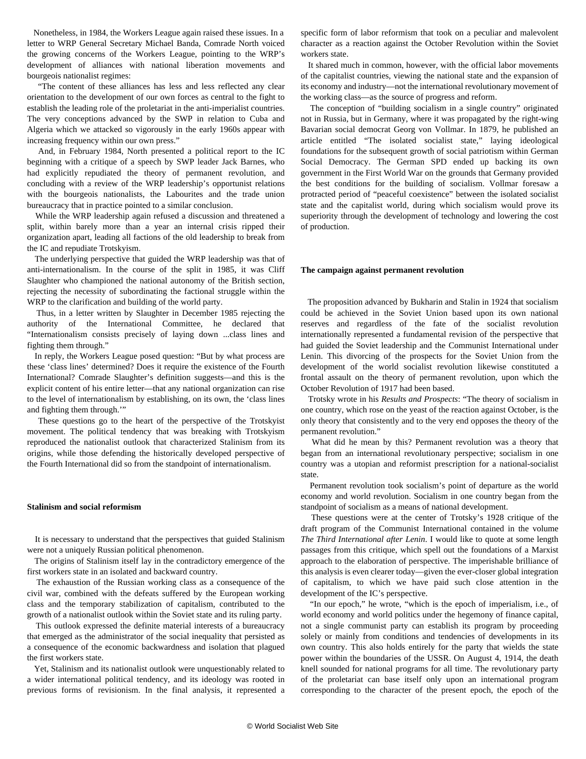Nonetheless, in 1984, the Workers League again raised these issues. In a letter to WRP General Secretary Michael Banda, Comrade North voiced the growing concerns of the Workers League, pointing to the WRP's development of alliances with national liberation movements and bourgeois nationalist regimes:

"The content of these alliances has less and less reflected any clear orientation to the development of our own forces as central to the fight to establish the leading role of the proletariat in the anti-imperialist countries. The very conceptions advanced by the SWP in relation to Cuba and Algeria which we attacked so vigorously in the early 1960s appear with increasing frequency within our own press."

And, in February 1984, North presented a political report to the IC beginning with a critique of a speech by SWP leader Jack Barnes, who had explicitly repudiated the theory of permanent revolution, and concluding with a review of the WRP leadership's opportunist relations with the bourgeois nationalists, the Labourites and the trade union bureaucracy that in practice pointed to a similar conclusion.

While the WRP leadership again refused a discussion and threatened a split, within barely more than a year an internal crisis ripped their organization apart, leading all factions of the old leadership to break from the IC and repudiate Trotskyism.

The underlying perspective that guided the WRP leadership was that of anti-internationalism. In the course of the split in 1985, it was Cliff Slaughter who championed the national autonomy of the British section, rejecting the necessity of subordinating the factional struggle within the WRP to the clarification and building of the world party.

Thus, in a letter written by Slaughter in December 1985 rejecting the authority of the International Committee, he declared that "Internationalism consists precisely of laying down ...class lines and fighting them through."

In reply, the Workers League posed question: "But by what process are these 'class lines' determined? Does it require the existence of the Fourth International? Comrade Slaughter's definition suggests—and this is the explicit content of his entire letter—that any national organization can rise to the level of internationalism by establishing, on its own, the 'class lines and fighting them through.'"

These questions go to the heart of the perspective of the Trotskyist movement. The political tendency that was breaking with Trotskyism reproduced the nationalist outlook that characterized Stalinism from its origins, while those defending the historically developed perspective of the Fourth International did so from the standpoint of internationalism.

## Stalinism and social reformism

It is necessary to understand that the perspectives that guided Stalinism were not a uniquely Russian political phenomenon.

The origins of Stalinism itself lay in the contradictory emergence of the first workers state in an isolated and backward country.

The exhaustion of the Russian working class as a consequence of the civil war, combined with the defeats suffered by the European working class and the temporary stabilization of capitalism, contributed to the growth of a nationalist outlook within the Soviet state and its ruling party.

This outlook expressed the definite material interests of a bureaucracy that emerged as the administrator of the social inequality that persisted as a consequence of the economic backwardness and isolation that plagued the first workers state.

Yet, Stalinism and its nationalist outlook were unquestionably related to a wider international political tendency, and its ideology was rooted in previous forms of revisionism. In the final analysis, it represented a specific form of labor reformism that took on a peculiar and malevolent character as a reaction against the October Revolution within the Soviet workers state.

It shared much in common, however, with the official labor movements of the capitalist countries, viewing the national state and the expansion of its economy and industry—not the international revolutionary movement of the working class—as the source of progress and reform.

The conception of "building socialism in a single country" originated not in Russia, but in Germany, where it was propagated by the right-wing Bavarian social democrat Georg von Vollmar. In 1879, he published an article entitled "The isolated socialist state," laying ideological foundations for the subsequent growth of social patriotism within German Social Democracy. The German SPD ended up backing its own government in the First World War on the grounds that Germany provided the best conditions for the building of socialism. Vollmar foresaw a protracted period of "peaceful coexistence" between the isolated socialist state and the capitalist world, during which socialism would prove its superiority through the development of technology and lowering the cost of production.

## The campaign against permanent revolution

The proposition advanced by Bukharin and Stalin in 1924 that socialism could be achieved in the Soviet Union based upon its own national reserves and regardless of the fate of the socialist revolution internationally represented a fundamental revision of the perspective that had guided the Soviet leadership and the Communist International under Lenin. This divorcing of the prospects for the Soviet Union from the development of the world socialist revolution likewise constituted a frontal assault on the theory of permanent revolution, upon which the October Revolution of 1917 had been based.

Trotsky wrote in his *Results and Prospects*: "The theory of socialism in one country, which rose on the yeast of the reaction against October, is the only theory that consistently and to the very end opposes the theory of the permanent revolution."

What did he mean by this? Permanent revolution was a theory that began from an international revolutionary perspective; socialism in one country was a utopian and reformist prescription for a national-socialist state.

Permanent revolution took socialism's point of departure as the world economy and world revolution. Socialism in one country began from the standpoint of socialism as a means of national development.

These questions were at the center of Trotsky's 1928 critique of the draft program of the Communist International contained in the volume *The Third International after Lenin*. I would like to quote at some length passages from this critique, which spell out the foundations of a Marxist approach to the elaboration of perspective. The imperishable brilliance of this analysis is even clearer today—given the ever-closer global integration of capitalism, to which we have paid such close attention in the development of the IC's perspective.

"In our epoch," he wrote, "which is the epoch of imperialism, i.e., of world economy and world politics under the hegemony of finance capital, not a single communist party can establish its program by proceeding solely or mainly from conditions and tendencies of developments in its own country. This also holds entirely for the party that wields the state power within the boundaries of the USSR. On August 4, 1914, the death knell sounded for national programs for all time. The revolutionary party of the proletariat can base itself only upon an international program corresponding to the character of the present epoch, the epoch of the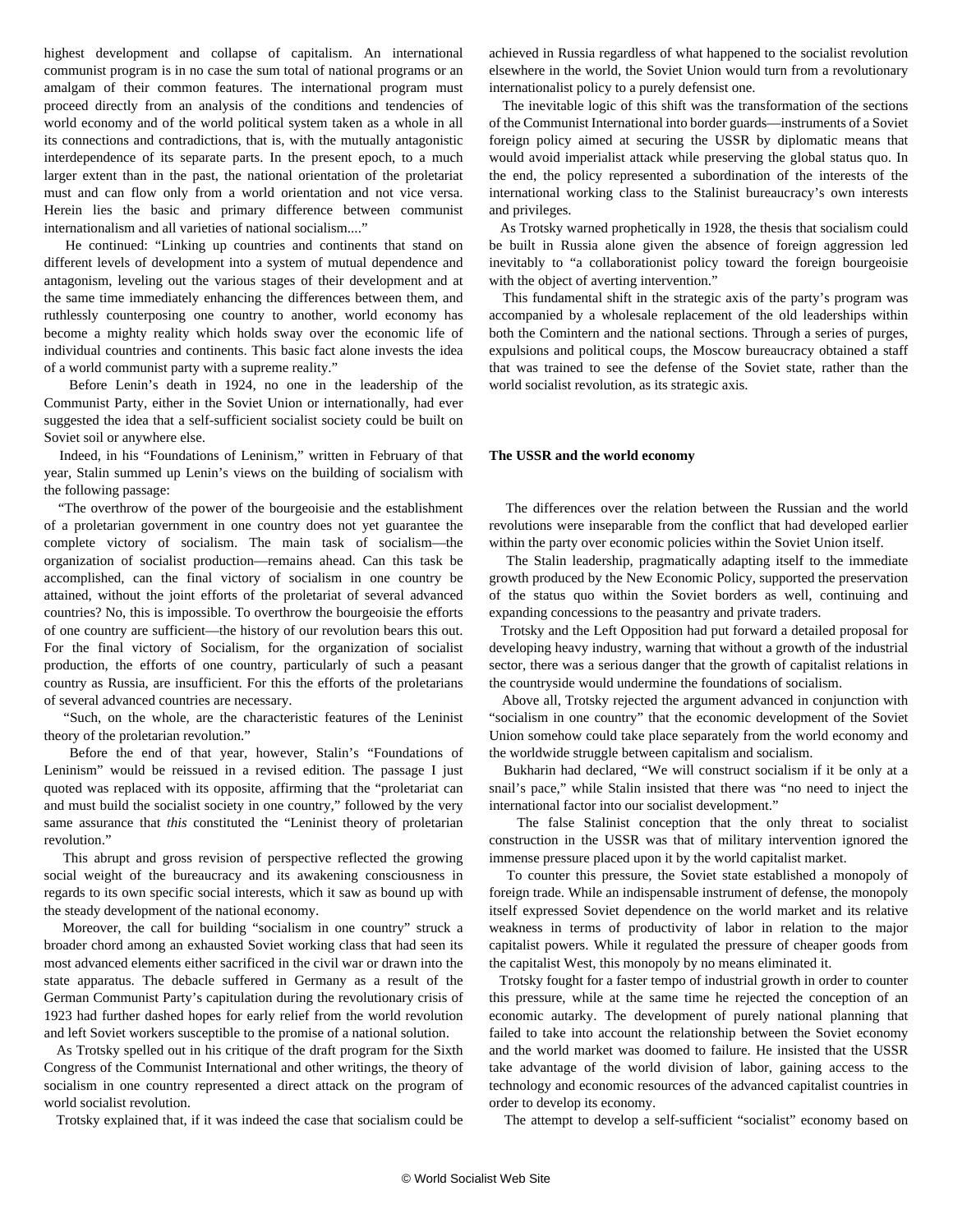highest development and collapse of capitalism. An international communist program is in no case the sum total of national programs or an amalgam of their common features. The international program must proceed directly from an analysis of the conditions and tendencies of world economy and of the world political system taken as a whole in all its connections and contradictions, that is, with the mutually antagonistic interdependence of its separate parts. In the present epoch, to a much larger extent than in the past, the national orientation of the proletariat must and can flow only from a world orientation and not vice versa. Herein lies the basic and primary difference between communist internationalism and all varieties of national socialism...."

He continued: "Linking up countries and continents that stand on different levels of development into a system of mutual dependence and antagonism, leveling out the various stages of their development and at the same time immediately enhancing the differences between them, and ruthlessly counterposing one country to another, world economy has become a mighty reality which holds sway over the economic life of individual countries and continents. This basic fact alone invests the idea of a world communist party with a supreme reality."

Before Lenin's death in 1924, no one in the leadership of the Communist Party, either in the Soviet Union or internationally, had ever suggested the idea that a self-sufficient socialist society could be built on Soviet soil or anywhere else.

Indeed, in his "Foundations of Leninism," written in February of that year, Stalin summed up Lenin's views on the building of socialism with the following passage:

"The overthrow of the power of the bourgeoisie and the establishment of a proletarian government in one country does not yet guarantee the complete victory of socialism. The main task of socialism—the organization of socialist production—remains ahead. Can this task be accomplished, can the final victory of socialism in one country be attained, without the joint efforts of the proletariat of several advanced countries? No, this is impossible. To overthrow the bourgeoisie the efforts of one country are sufficient—the history of our revolution bears this out. For the final victory of Socialism, for the organization of socialist production, the efforts of one country, particularly of such a peasant country as Russia, are insufficient. For this the efforts of the proletarians of several advanced countries are necessary.

"Such, on the whole, are the characteristic features of the Leninist theory of the proletarian revolution."

Before the end of that year, however, Stalin's "Foundations of Leninism" would be reissued in a revised edition. The passage I just quoted was replaced with its opposite, affirming that the "proletariat can and must build the socialist society in one country," followed by the very same assurance that *this* constituted the "Leninist theory of proletarian revolution."

This abrupt and gross revision of perspective reflected the growing social weight of the bureaucracy and its awakening consciousness in regards to its own specific social interests, which it saw as bound up with the steady development of the national economy.

Moreover, the call for building "socialism in one country" struck a broader chord among an exhausted Soviet working class that had seen its most advanced elements either sacrificed in the civil war or drawn into the state apparatus. The debacle suffered in Germany as a result of the German Communist Party's capitulation during the revolutionary crisis of 1923 had further dashed hopes for early relief from the world revolution and left Soviet workers susceptible to the promise of a national solution.

As Trotsky spelled out in his critique of the draft program for the Sixth Congress of the Communist International and other writings, the theory of socialism in one country represented a direct attack on the program of world socialist revolution.

Trotsky explained that, if it was indeed the case that socialism could be achieved in Russia regardless of what happened to the socialist revolution elsewhere in the world, the Soviet Union would turn from a revolutionary internationalist policy to a purely defensist one.

The inevitable logic of this shift was the transformation of the sections of the Communist International into border guards—instruments of a Soviet foreign policy aimed at securing the USSR by diplomatic means that would avoid imperialist attack while preserving the global status quo. In the end, the policy represented a subordination of the interests of the international working class to the Stalinist bureaucracy's own interests and privileges.

As Trotsky warned prophetically in 1928, the thesis that socialism could be built in Russia alone given the absence of foreign aggression led inevitably to "a collaborationist policy toward the foreign bourgeoisie with the object of averting intervention."

This fundamental shift in the strategic axis of the party's program was accompanied by a wholesale replacement of the old leaderships within both the Comintern and the national sections. Through a series of purges, expulsions and political coups, the Moscow bureaucracy obtained a staff that was trained to see the defense of the Soviet state, rather than the world socialist revolution, as its strategic axis.

**The USSR and the world economy**

The differences over the relation between the Russian and the world revolutions were inseparable from the conflict that had developed earlier within the party over economic policies within the Soviet Union itself.

The Stalin leadership, pragmatically adapting itself to the immediate growth produced by the New Economic Policy, supported the preservation of the status quo within the Soviet borders as well, continuing and expanding concessions to the peasantry and private traders.

Trotsky and the Left Opposition had put forward a detailed proposal for developing heavy industry, warning that without a growth of the industrial sector, there was a serious danger that the growth of capitalist relations in the countryside would undermine the foundations of socialism.

Above all, Trotsky rejected the argument advanced in conjunction with "socialism in one country" that the economic development of the Soviet Union somehow could take place separately from the world economy and the worldwide struggle between capitalism and socialism.

Bukharin had declared, "We will construct socialism if it be only at a snail's pace," while Stalin insisted that there was "no need to inject the international factor into our socialist development."

The false Stalinist conception that the only threat to socialist construction in the USSR was that of military intervention ignored the immense pressure placed upon it by the world capitalist market.

To counter this pressure, the Soviet state established a monopoly of foreign trade. While an indispensable instrument of defense, the monopoly itself expressed Soviet dependence on the world market and its relative weakness in terms of productivity of labor in relation to the major capitalist powers. While it regulated the pressure of cheaper goods from the capitalist West, this monopoly by no means eliminated it.

Trotsky fought for a faster tempo of industrial growth in order to counter this pressure, while at the same time he rejected the conception of an economic autarky. The development of purely national planning that failed to take into account the relationship between the Soviet economy and the world market was doomed to failure. He insisted that the USSR take advantage of the world division of labor, gaining access to the technology and economic resources of the advanced capitalist countries in order to develop its economy.

The attempt to develop a self-sufficient "socialist" economy based on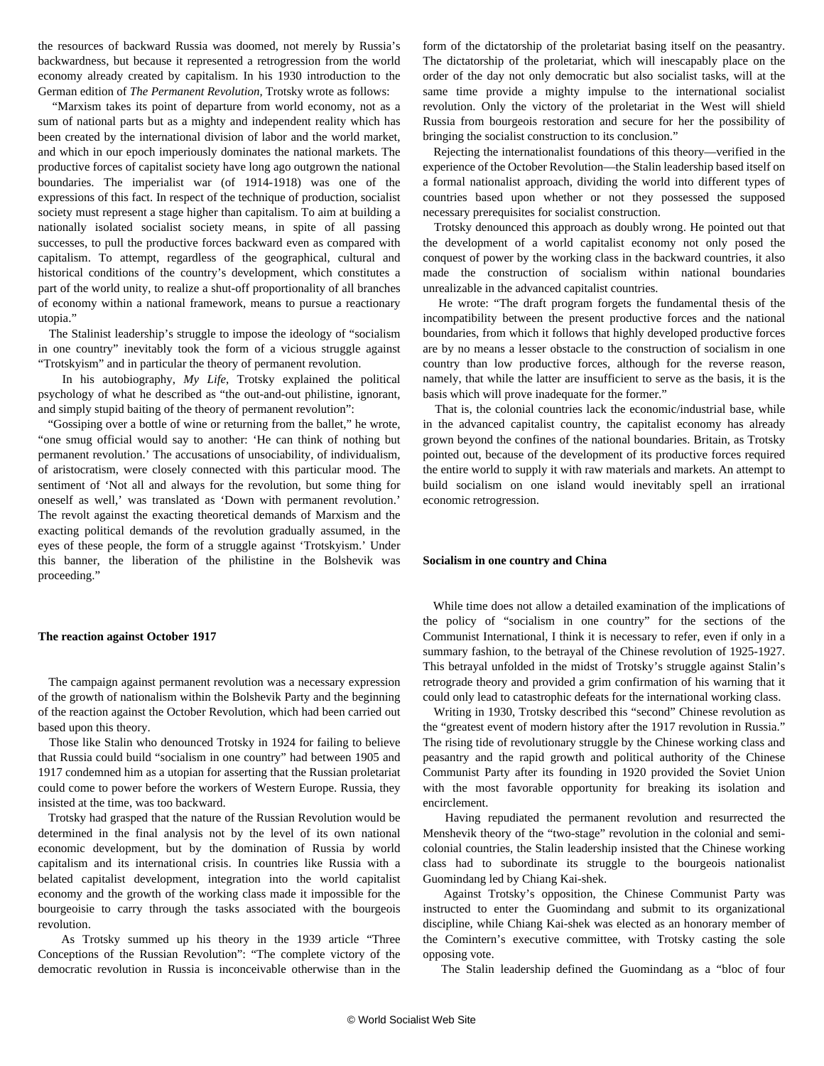the resources of backward Russia was doomed, not merely by Russia's backwardness, but because it represented a retrogression from the world economy already created by capitalism. In his 1930 introduction to the German edition of *The Permanent Revolution*, Trotsky wrote as follows:

"Marxism takes its point of departure from world economy, not as a sum of national parts but as a mighty and independent reality which has been created by the international division of labor and the world market, and which in our epoch imperiously dominates the national markets. The productive forces of capitalist society have long ago outgrown the national boundaries. The imperialist war (of 1914-1918) was one of the expressions of this fact. In respect of the technique of production, socialist society must represent a stage higher than capitalism. To aim at building a nationally isolated socialist society means, in spite of all passing successes, to pull the productive forces backward even as compared with capitalism. To attempt, regardless of the geographical, cultural and historical conditions of the country's development, which constitutes a part of the world unity, to realize a shut-off proportionality of all branches of economy within a national framework, means to pursue a reactionary utopia."

The Stalinist leadership's struggle to impose the ideology of "socialism in one country" inevitably took the form of a vicious struggle against "Trotskyism" and in particular the theory of permanent revolution.

In his autobiography, *My Life*, Trotsky explained the political psychology of what he described as "the out-and-out philistine, ignorant, and simply stupid baiting of the theory of permanent revolution":

"Gossiping over a bottle of wine or returning from the ballet," he wrote, "one smug official would say to another: 'He can think of nothing but permanent revolution.' The accusations of unsociability, of individualism, of aristocratism, were closely connected with this particular mood. The sentiment of 'Not all and always for the revolution, but some thing for oneself as well,' was translated as 'Down with permanent revolution.' The revolt against the exacting theoretical demands of Marxism and the exacting political demands of the revolution gradually assumed, in the eyes of these people, the form of a struggle against 'Trotskyism.' Under this banner, the liberation of the philistine in the Bolshevik was proceeding."

**The reaction against October 1917**

The campaign against permanent revolution was a necessary expression of the growth of nationalism within the Bolshevik Party and the beginning of the reaction against the October Revolution, which had been carried out based upon this theory.

Those like Stalin who denounced Trotsky in 1924 for failing to believe that Russia could build "socialism in one country" had between 1905 and 1917 condemned him as a utopian for asserting that the Russian proletariat could come to power before the workers of Western Europe. Russia, they insisted at the time, was too backward.

Trotsky had grasped that the nature of the Russian Revolution would be determined in the final analysis not by the level of its own national economic development, but by the domination of Russia by world capitalism and its international crisis. In countries like Russia with a belated capitalist development, integration into the world capitalist economy and the growth of the working class made it impossible for the bourgeoisie to carry through the tasks associated with the bourgeois revolution.

As Trotsky summed up his theory in the 1939 article "Three Conceptions of the Russian Revolution": "The complete victory of the democratic revolution in Russia is inconceivable otherwise than in the form of the dictatorship of the proletariat basing itself on the peasantry. The dictatorship of the proletariat, which will inescapably place on the order of the day not only democratic but also socialist tasks, will at the same time provide a mighty impulse to the international socialist revolution. Only the victory of the proletariat in the West will shield Russia from bourgeois restoration and secure for her the possibility of bringing the socialist construction to its conclusion."

Rejecting the internationalist foundations of this theory—verified in the experience of the October Revolution—the Stalin leadership based itself on a formal nationalist approach, dividing the world into different types of countries based upon whether or not they possessed the supposed necessary prerequisites for socialist construction.

Trotsky denounced this approach as doubly wrong. He pointed out that the development of a world capitalist economy not only posed the conquest of power by the working class in the backward countries, it also made the construction of socialism within national boundaries unrealizable in the advanced capitalist countries.

He wrote: "The draft program forgets the fundamental thesis of the incompatibility between the present productive forces and the national boundaries, from which it follows that highly developed productive forces are by no means a lesser obstacle to the construction of socialism in one country than low productive forces, although for the reverse reason, namely, that while the latter are insufficient to serve as the basis, it is the basis which will prove inadequate for the former."

That is, the colonial countries lack the economic/industrial base, while in the advanced capitalist country, the capitalist economy has already grown beyond the confines of the national boundaries. Britain, as Trotsky pointed out, because of the development of its productive forces required the entire world to supply it with raw materials and markets. An attempt to build socialism on one island would inevitably spell an irrational economic retrogression.

**Socialism in one country and China**

While time does not allow a detailed examination of the implications of the policy of "socialism in one country" for the sections of the Communist International, I think it is necessary to refer, even if only in a summary fashion, to the betrayal of the Chinese revolution of 1925-1927. This betrayal unfolded in the midst of Trotsky's struggle against Stalin's retrograde theory and provided a grim confirmation of his warning that it could only lead to catastrophic defeats for the international working class.

Writing in 1930, Trotsky described this "second" Chinese revolution as the "greatest event of modern history after the 1917 revolution in Russia." The rising tide of revolutionary struggle by the Chinese working class and peasantry and the rapid growth and political authority of the Chinese Communist Party after its founding in 1920 provided the Soviet Union with the most favorable opportunity for breaking its isolation and encirclement.

Having repudiated the permanent revolution and resurrected the Menshevik theory of the "two-stage" revolution in the colonial and semi-colonial countries, the Stalin leadership insisted that the Chinese working class had to subordinate its struggle to the bourgeois nationalist Guomindang led by Chiang Kai-shek.

Against Trotsky's opposition, the Chinese Communist Party was instructed to enter the Guomindang and submit to its organizational discipline, while Chiang Kai-shek was elected as an honorary member of the Comintern's executive committee, with Trotsky casting the sole opposing vote.

The Stalin leadership defined the Guomindang as a "bloc of four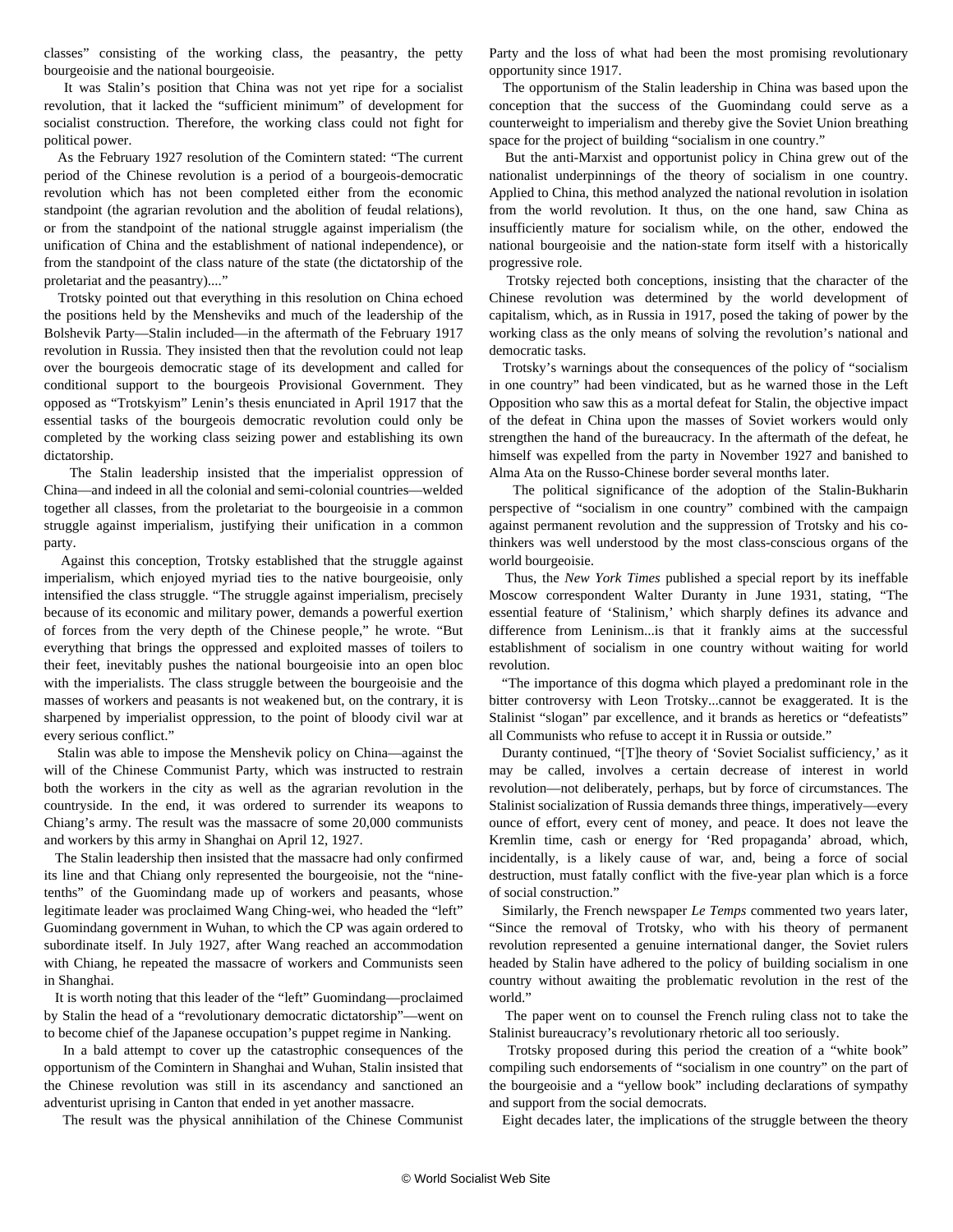classes" consisting of the working class, the peasantry, the petty bourgeoisie and the national bourgeoisie.

It was Stalin's position that China was not yet ripe for a socialist revolution, that it lacked the "sufficient minimum" of development for socialist construction. Therefore, the working class could not fight for political power.

As the February 1927 resolution of the Comintern stated: "The current period of the Chinese revolution is a period of a bourgeois-democratic revolution which has not been completed either from the economic standpoint (the agrarian revolution and the abolition of feudal relations), or from the standpoint of the national struggle against imperialism (the unification of China and the establishment of national independence), or from the standpoint of the class nature of the state (the dictatorship of the proletariat and the peasantry)...."

Trotsky pointed out that everything in this resolution on China echoed the positions held by the Mensheviks and much of the leadership of the Bolshevik Party—Stalin included—in the aftermath of the February 1917 revolution in Russia. They insisted then that the revolution could not leap over the bourgeois democratic stage of its development and called for conditional support to the bourgeois Provisional Government. They opposed as "Trotskyism" Lenin's thesis enunciated in April 1917 that the essential tasks of the bourgeois democratic revolution could only be completed by the working class seizing power and establishing its own dictatorship.

The Stalin leadership insisted that the imperialist oppression of China—and indeed in all the colonial and semi-colonial countries—welded together all classes, from the proletariat to the bourgeoisie in a common struggle against imperialism, justifying their unification in a common party.

Against this conception, Trotsky established that the struggle against imperialism, which enjoyed myriad ties to the native bourgeoisie, only intensified the class struggle. "The struggle against imperialism, precisely because of its economic and military power, demands a powerful exertion of forces from the very depth of the Chinese people," he wrote. "But everything that brings the oppressed and exploited masses of toilers to their feet, inevitably pushes the national bourgeoisie into an open bloc with the imperialists. The class struggle between the bourgeoisie and the masses of workers and peasants is not weakened but, on the contrary, it is sharpened by imperialist oppression, to the point of bloody civil war at every serious conflict."

Stalin was able to impose the Menshevik policy on China—against the will of the Chinese Communist Party, which was instructed to restrain both the workers in the city as well as the agrarian revolution in the countryside. In the end, it was ordered to surrender its weapons to Chiang's army. The result was the massacre of some 20,000 communists and workers by this army in Shanghai on April 12, 1927.

The Stalin leadership then insisted that the massacre had only confirmed its line and that Chiang only represented the bourgeoisie, not the "nine-tenths" of the Guomindang made up of workers and peasants, whose legitimate leader was proclaimed Wang Ching-wei, who headed the "left" Guomindang government in Wuhan, to which the CP was again ordered to subordinate itself. In July 1927, after Wang reached an accommodation with Chiang, he repeated the massacre of workers and Communists seen in Shanghai.

It is worth noting that this leader of the "left" Guomindang—proclaimed by Stalin the head of a "revolutionary democratic dictatorship"—went on to become chief of the Japanese occupation's puppet regime in Nanking.

In a bald attempt to cover up the catastrophic consequences of the opportunism of the Comintern in Shanghai and Wuhan, Stalin insisted that the Chinese revolution was still in its ascendancy and sanctioned an adventurist uprising in Canton that ended in yet another massacre.

The result was the physical annihilation of the Chinese Communist Party and the loss of what had been the most promising revolutionary opportunity since 1917.

The opportunism of the Stalin leadership in China was based upon the conception that the success of the Guomindang could serve as a counterweight to imperialism and thereby give the Soviet Union breathing space for the project of building "socialism in one country."

But the anti-Marxist and opportunist policy in China grew out of the nationalist underpinnings of the theory of socialism in one country. Applied to China, this method analyzed the national revolution in isolation from the world revolution. It thus, on the one hand, saw China as insufficiently mature for socialism while, on the other, endowed the national bourgeoisie and the nation-state form itself with a historically progressive role.

Trotsky rejected both conceptions, insisting that the character of the Chinese revolution was determined by the world development of capitalism, which, as in Russia in 1917, posed the taking of power by the working class as the only means of solving the revolution's national and democratic tasks.

Trotsky's warnings about the consequences of the policy of "socialism in one country" had been vindicated, but as he warned those in the Left Opposition who saw this as a mortal defeat for Stalin, the objective impact of the defeat in China upon the masses of Soviet workers would only strengthen the hand of the bureaucracy. In the aftermath of the defeat, he himself was expelled from the party in November 1927 and banished to Alma Ata on the Russo-Chinese border several months later.

The political significance of the adoption of the Stalin-Bukharin perspective of "socialism in one country" combined with the campaign against permanent revolution and the suppression of Trotsky and his co-thinkers was well understood by the most class-conscious organs of the world bourgeoisie.

Thus, the *New York Times* published a special report by its ineffable Moscow correspondent Walter Duranty in June 1931, stating, "The essential feature of 'Stalinism,' which sharply defines its advance and difference from Leninism...is that it frankly aims at the successful establishment of socialism in one country without waiting for world revolution.

"The importance of this dogma which played a predominant role in the bitter controversy with Leon Trotsky...cannot be exaggerated. It is the Stalinist "slogan" par excellence, and it brands as heretics or "defeatists" all Communists who refuse to accept it in Russia or outside."

Duranty continued, "[T]he theory of 'Soviet Socialist sufficiency,' as it may be called, involves a certain decrease of interest in world revolution—not deliberately, perhaps, but by force of circumstances. The Stalinist socialization of Russia demands three things, imperatively—every ounce of effort, every cent of money, and peace. It does not leave the Kremlin time, cash or energy for 'Red propaganda' abroad, which, incidentally, is a likely cause of war, and, being a force of social destruction, must fatally conflict with the five-year plan which is a force of social construction."

Similarly, the French newspaper *Le Temps* commented two years later, "Since the removal of Trotsky, who with his theory of permanent revolution represented a genuine international danger, the Soviet rulers headed by Stalin have adhered to the policy of building socialism in one country without awaiting the problematic revolution in the rest of the world."

The paper went on to counsel the French ruling class not to take the Stalinist bureaucracy's revolutionary rhetoric all too seriously.

Trotsky proposed during this period the creation of a "white book" compiling such endorsements of "socialism in one country" on the part of the bourgeoisie and a "yellow book" including declarations of sympathy and support from the social democrats.

Eight decades later, the implications of the struggle between the theory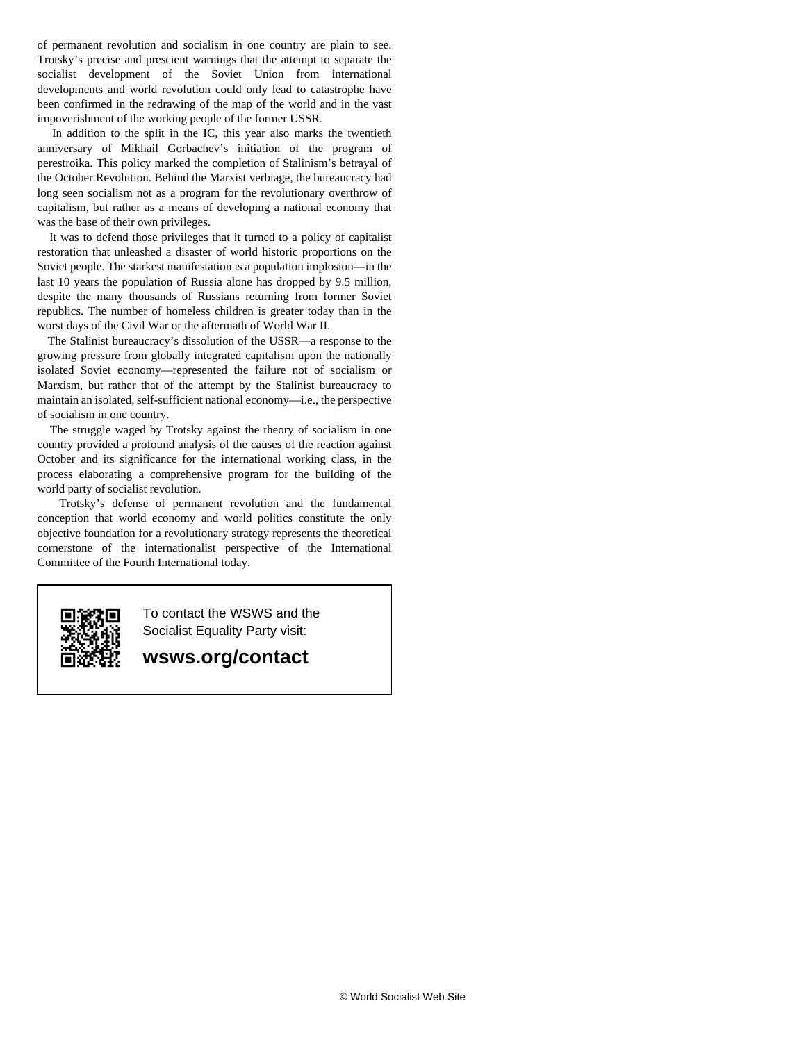of permanent revolution and socialism in one country are plain to see. Trotsky's precise and prescient warnings that the attempt to separate the socialist development of the Soviet Union from international developments and world revolution could only lead to catastrophe have been confirmed in the redrawing of the map of the world and in the vast impoverishment of the working people of the former USSR.

In addition to the split in the IC, this year also marks the twentieth anniversary of Mikhail Gorbachev's initiation of the program of perestroika. This policy marked the completion of Stalinism's betrayal of the October Revolution. Behind the Marxist verbiage, the bureaucracy had long seen socialism not as a program for the revolutionary overthrow of capitalism, but rather as a means of developing a national economy that was the base of their own privileges.

It was to defend those privileges that it turned to a policy of capitalist restoration that unleashed a disaster of world historic proportions on the Soviet people. The starkest manifestation is a population implosion—in the last 10 years the population of Russia alone has dropped by 9.5 million, despite the many thousands of Russians returning from former Soviet republics. The number of homeless children is greater today than in the worst days of the Civil War or the aftermath of World War II.

The Stalinist bureaucracy's dissolution of the USSR—a response to the growing pressure from globally integrated capitalism upon the nationally isolated Soviet economy—represented the failure not of socialism or Marxism, but rather that of the attempt by the Stalinist bureaucracy to maintain an isolated, self-sufficient national economy—i.e., the perspective of socialism in one country.

The struggle waged by Trotsky against the theory of socialism in one country provided a profound analysis of the causes of the reaction against October and its significance for the international working class, in the process elaborating a comprehensive program for the building of the world party of socialist revolution.

Trotsky's defense of permanent revolution and the fundamental conception that world economy and world politics constitute the only objective foundation for a revolutionary strategy represents the theoretical cornerstone of the internationalist perspective of the International Committee of the Fourth International today.

To contact the WSWS and the Socialist Equality Party visit:

**wsws.org/contact**